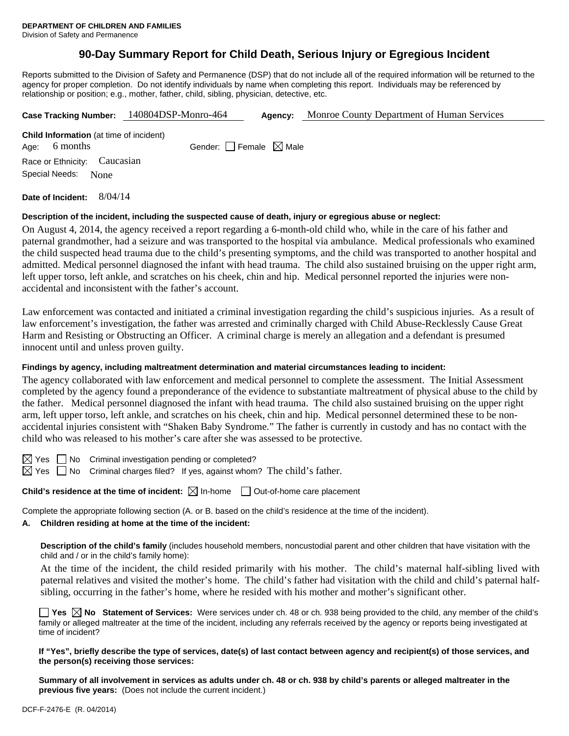**DEPARTMENT OF CHILDREN AND FAMILIES**
Division of Safety and Permanence

# 90-Day Summary Report for Child Death, Serious Injury or Egregious Incident

Reports submitted to the Division of Safety and Permanence (DSP) that do not include all of the required information will be returned to the agency for proper completion. Do not identify individuals by name when completing this report. Individuals may be referenced by relationship or position; e.g., mother, father, child, sibling, physician, detective, etc.

**Case Tracking Number:** 140804DSP-Monro-464 **Agency:** Monroe County Department of Human Services

**Child Information** (at time of incident)
Age: 6 months Gender: ☐ Female ☒ Male
Race or Ethnicity: Caucasian
Special Needs: None

**Date of Incident:** 8/04/14

**Description of the incident, including the suspected cause of death, injury or egregious abuse or neglect:**

On August 4, 2014, the agency received a report regarding a 6-month-old child who, while in the care of his father and paternal grandmother, had a seizure and was transported to the hospital via ambulance. Medical professionals who examined the child suspected head trauma due to the child's presenting symptoms, and the child was transported to another hospital and admitted. Medical personnel diagnosed the infant with head trauma. The child also sustained bruising on the upper right arm, left upper torso, left ankle, and scratches on his cheek, chin and hip. Medical personnel reported the injuries were non-accidental and inconsistent with the father's account.

Law enforcement was contacted and initiated a criminal investigation regarding the child's suspicious injuries. As a result of law enforcement's investigation, the father was arrested and criminally charged with Child Abuse-Recklessly Cause Great Harm and Resisting or Obstructing an Officer. A criminal charge is merely an allegation and a defendant is presumed innocent until and unless proven guilty.

**Findings by agency, including maltreatment determination and material circumstances leading to incident:**

The agency collaborated with law enforcement and medical personnel to complete the assessment. The Initial Assessment completed by the agency found a preponderance of the evidence to substantiate maltreatment of physical abuse to the child by the father. Medical personnel diagnosed the infant with head trauma. The child also sustained bruising on the upper right arm, left upper torso, left ankle, and scratches on his cheek, chin and hip. Medical personnel determined these to be non-accidental injuries consistent with "Shaken Baby Syndrome." The father is currently in custody and has no contact with the child who was released to his mother's care after she was assessed to be protective.

☒ Yes ☐ No Criminal investigation pending or completed?
☒ Yes ☐ No Criminal charges filed? If yes, against whom? The child's father.

**Child's residence at the time of incident:** ☒ In-home ☐ Out-of-home care placement

Complete the appropriate following section (A. or B. based on the child's residence at the time of the incident).

**A. Children residing at home at the time of the incident:**

**Description of the child's family** (includes household members, noncustodial parent and other children that have visitation with the child and / or in the child's family home):

At the time of the incident, the child resided primarily with his mother. The child's maternal half-sibling lived with paternal relatives and visited the mother's home. The child's father had visitation with the child and child's paternal half-sibling, occurring in the father's home, where he resided with his mother and mother's significant other.

☐ **Yes** ☒ **No Statement of Services:** Were services under ch. 48 or ch. 938 being provided to the child, any member of the child's family or alleged maltreater at the time of the incident, including any referrals received by the agency or reports being investigated at time of incident?

**If "Yes", briefly describe the type of services, date(s) of last contact between agency and recipient(s) of those services, and the person(s) receiving those services:**

**Summary of all involvement in services as adults under ch. 48 or ch. 938 by child's parents or alleged maltreater in the previous five years:** (Does not include the current incident.)

DCF-F-2476-E (R. 04/2014)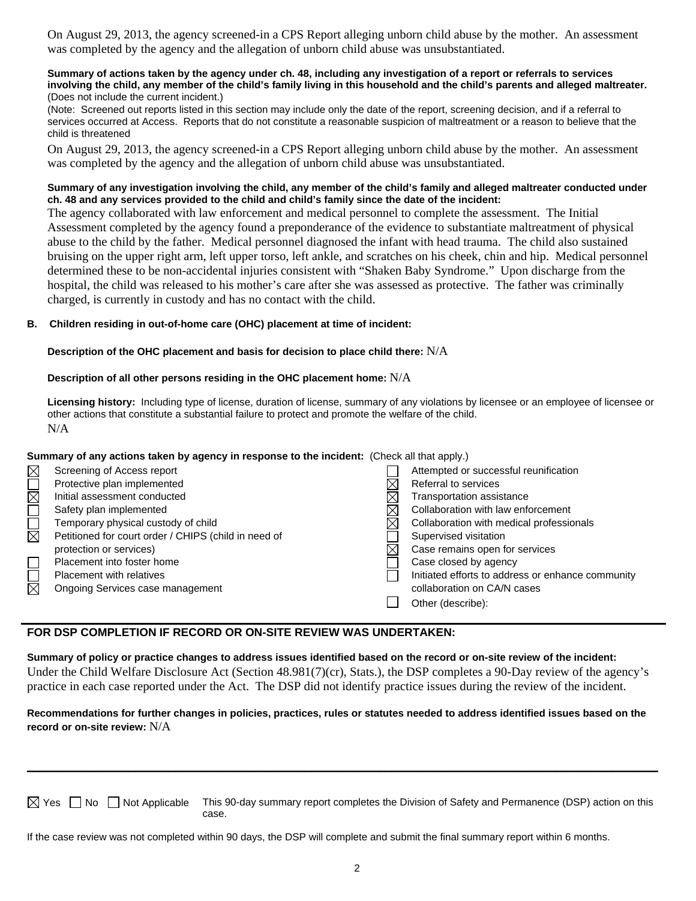On August 29, 2013, the agency screened-in a CPS Report alleging unborn child abuse by the mother. An assessment was completed by the agency and the allegation of unborn child abuse was unsubstantiated.

**Summary of actions taken by the agency under ch. 48, including any investigation of a report or referrals to services involving the child, any member of the child's family living in this household and the child's parents and alleged maltreater.** (Does not include the current incident.)

(Note: Screened out reports listed in this section may include only the date of the report, screening decision, and if a referral to services occurred at Access. Reports that do not constitute a reasonable suspicion of maltreatment or a reason to believe that the child is threatened

On August 29, 2013, the agency screened-in a CPS Report alleging unborn child abuse by the mother. An assessment was completed by the agency and the allegation of unborn child abuse was unsubstantiated.

**Summary of any investigation involving the child, any member of the child's family and alleged maltreater conducted under ch. 48 and any services provided to the child and child's family since the date of the incident:**

The agency collaborated with law enforcement and medical personnel to complete the assessment. The Initial Assessment completed by the agency found a preponderance of the evidence to substantiate maltreatment of physical abuse to the child by the father. Medical personnel diagnosed the infant with head trauma. The child also sustained bruising on the upper right arm, left upper torso, left ankle, and scratches on his cheek, chin and hip. Medical personnel determined these to be non-accidental injuries consistent with "Shaken Baby Syndrome." Upon discharge from the hospital, the child was released to his mother's care after she was assessed as protective. The father was criminally charged, is currently in custody and has no contact with the child.

**B. Children residing in out-of-home care (OHC) placement at time of incident:**

**Description of the OHC placement and basis for decision to place child there:** N/A

**Description of all other persons residing in the OHC placement home:** N/A

**Licensing history:** Including type of license, duration of license, summary of any violations by licensee or an employee of licensee or other actions that constitute a substantial failure to protect and promote the welfare of the child.
N/A

**Summary of any actions taken by agency in response to the incident:** (Check all that apply.)

| | | | |
|---|---|---|---|
| ☒ | Screening of Access report | ☐ | Attempted or successful reunification |
| ☐ | Protective plan implemented | ☒ | Referral to services |
| ☒ | Initial assessment conducted | ☒ | Transportation assistance |
| ☐ | Safety plan implemented | ☒ | Collaboration with law enforcement |
| ☐ | Temporary physical custody of child | ☒ | Collaboration with medical professionals |
| ☒ | Petitioned for court order / CHIPS (child in need of protection or services) | ☐ | Supervised visitation |
| | | ☒ | Case remains open for services |
| ☐ | Placement into foster home | ☐ | Case closed by agency |
| ☐ | Placement with relatives | ☐ | Initiated efforts to address or enhance community collaboration on CA/N cases |
| ☒ | Ongoing Services case management | ☐ | Other (describe): |

## FOR DSP COMPLETION IF RECORD OR ON-SITE REVIEW WAS UNDERTAKEN:

**Summary of policy or practice changes to address issues identified based on the record or on-site review of the incident:**
Under the Child Welfare Disclosure Act (Section 48.981(7)(cr), Stats.), the DSP completes a 90-Day review of the agency's practice in each case reported under the Act. The DSP did not identify practice issues during the review of the incident.

**Recommendations for further changes in policies, practices, rules or statutes needed to address identified issues based on the record or on-site review:** N/A

☒ Yes ☐ No ☐ Not Applicable This 90-day summary report completes the Division of Safety and Permanence (DSP) action on this case.

If the case review was not completed within 90 days, the DSP will complete and submit the final summary report within 6 months.